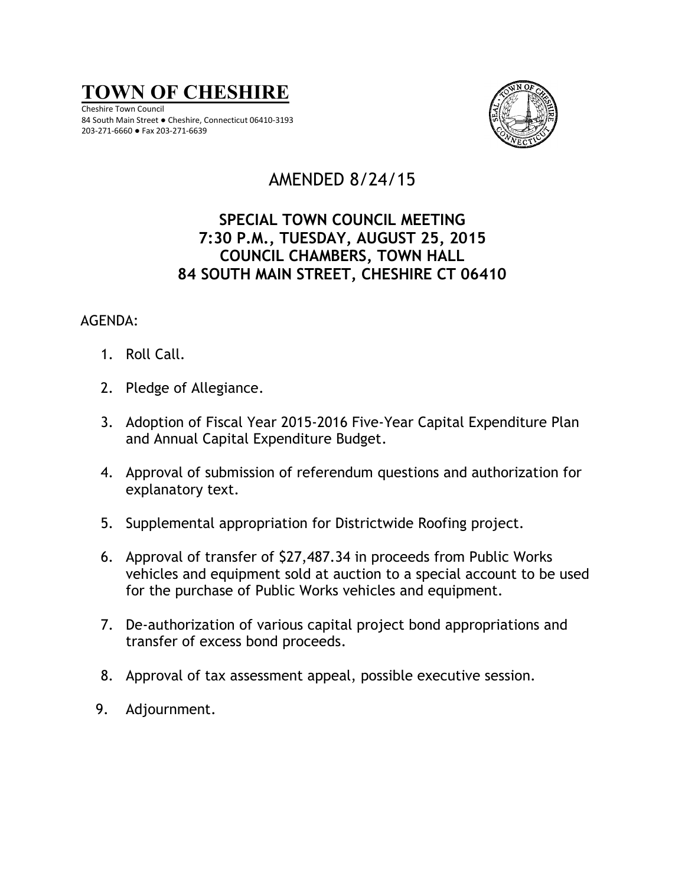# TOWN OF CHESHIRE

Cheshire Town Council
84 South Main Street ● Cheshire, Connecticut 06410-3193
203-271-6660 ● Fax 203-271-6639

AMENDED 8/24/15

**SPECIAL TOWN COUNCIL MEETING**
**7:30 P.M., TUESDAY, AUGUST 25, 2015**
**COUNCIL CHAMBERS, TOWN HALL**
**84 SOUTH MAIN STREET, CHESHIRE CT 06410**

AGENDA:

1. Roll Call.
2. Pledge of Allegiance.
3. Adoption of Fiscal Year 2015-2016 Five-Year Capital Expenditure Plan and Annual Capital Expenditure Budget.
4. Approval of submission of referendum questions and authorization for explanatory text.
5. Supplemental appropriation for Districtwide Roofing project.
6. Approval of transfer of $27,487.34 in proceeds from Public Works vehicles and equipment sold at auction to a special account to be used for the purchase of Public Works vehicles and equipment.
7. De-authorization of various capital project bond appropriations and transfer of excess bond proceeds.
8. Approval of tax assessment appeal, possible executive session.
9. Adjournment.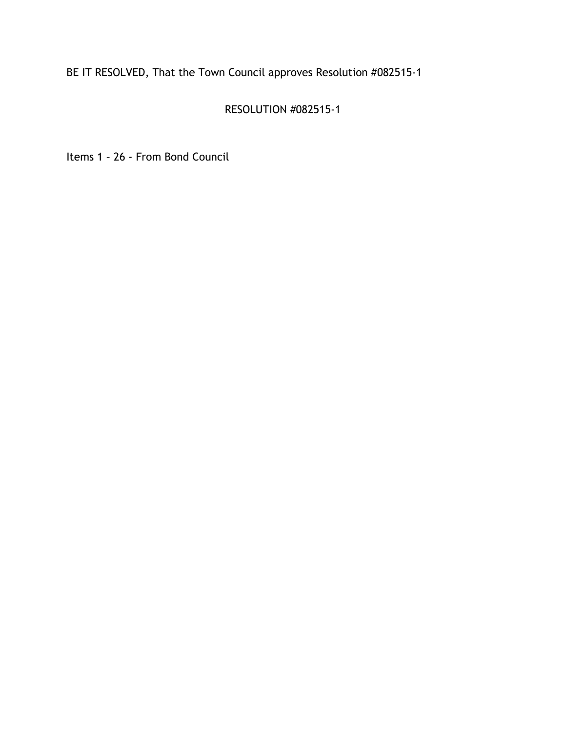BE IT RESOLVED, That the Town Council approves Resolution #082515-1

RESOLUTION #082515-1

Items 1 – 26 - From Bond Council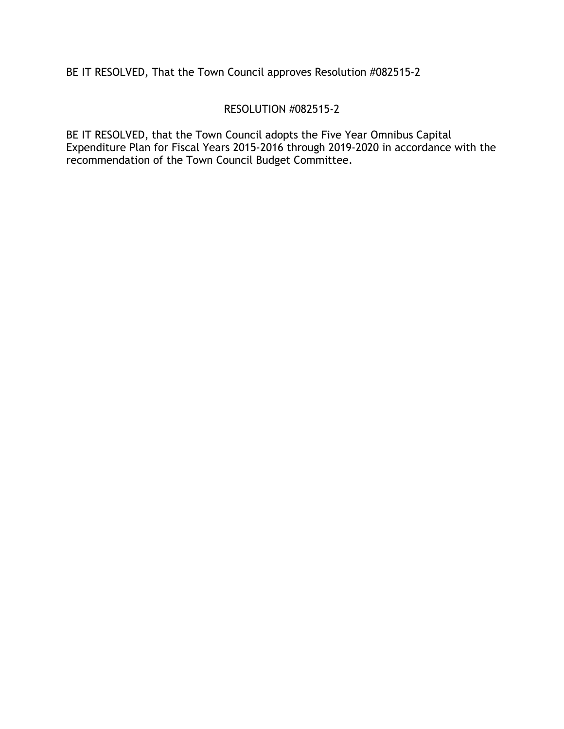BE IT RESOLVED, That the Town Council approves Resolution #082515-2

RESOLUTION #082515-2

BE IT RESOLVED, that the Town Council adopts the Five Year Omnibus Capital Expenditure Plan for Fiscal Years 2015-2016 through 2019-2020 in accordance with the recommendation of the Town Council Budget Committee.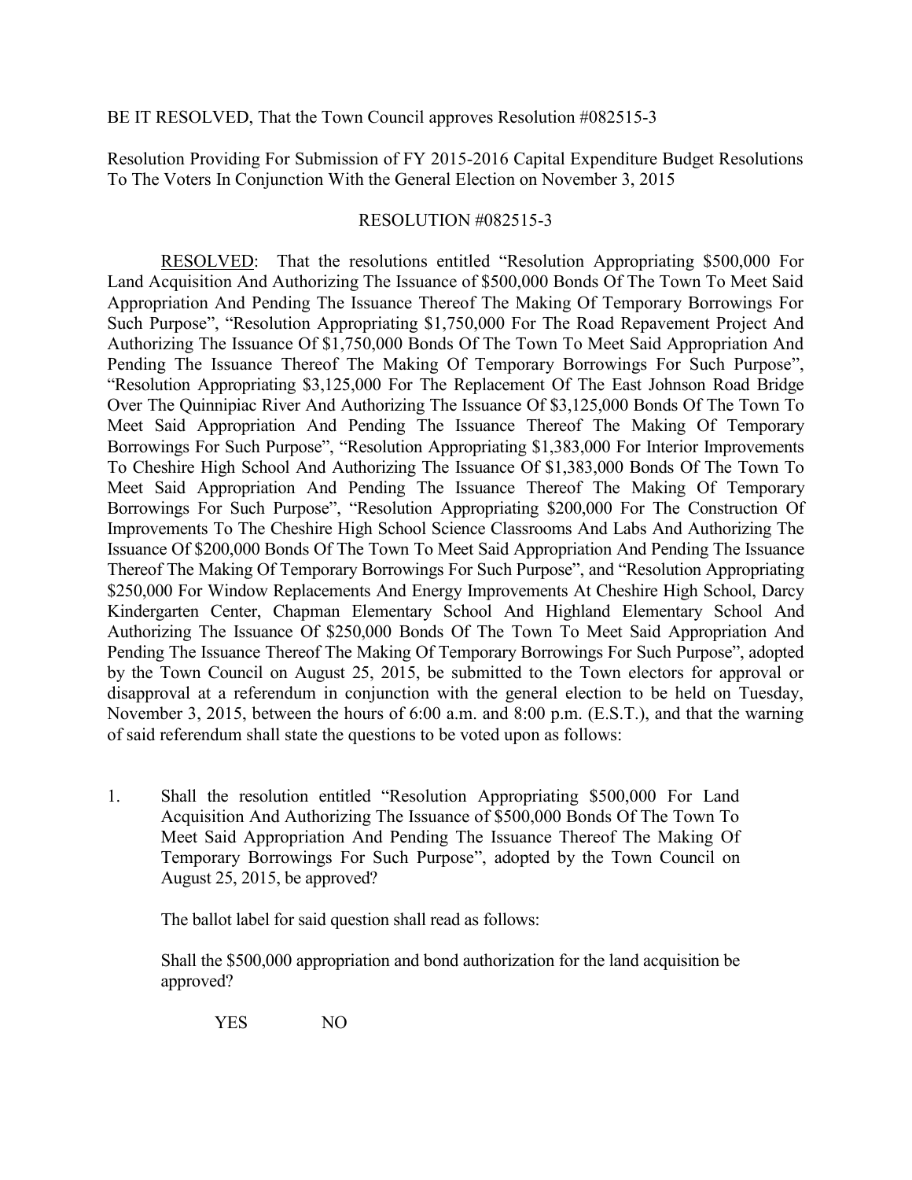BE IT RESOLVED, That the Town Council approves Resolution #082515-3

Resolution Providing For Submission of FY 2015-2016 Capital Expenditure Budget Resolutions To The Voters In Conjunction With the General Election on November 3, 2015

RESOLUTION #082515-3

<u>RESOLVED</u>: That the resolutions entitled "Resolution Appropriating $500,000 For Land Acquisition And Authorizing The Issuance of $500,000 Bonds Of The Town To Meet Said Appropriation And Pending The Issuance Thereof The Making Of Temporary Borrowings For Such Purpose", "Resolution Appropriating $1,750,000 For The Road Repavement Project And Authorizing The Issuance Of $1,750,000 Bonds Of The Town To Meet Said Appropriation And Pending The Issuance Thereof The Making Of Temporary Borrowings For Such Purpose", "Resolution Appropriating $3,125,000 For The Replacement Of The East Johnson Road Bridge Over The Quinnipiac River And Authorizing The Issuance Of $3,125,000 Bonds Of The Town To Meet Said Appropriation And Pending The Issuance Thereof The Making Of Temporary Borrowings For Such Purpose", "Resolution Appropriating $1,383,000 For Interior Improvements To Cheshire High School And Authorizing The Issuance Of $1,383,000 Bonds Of The Town To Meet Said Appropriation And Pending The Issuance Thereof The Making Of Temporary Borrowings For Such Purpose", "Resolution Appropriating $200,000 For The Construction Of Improvements To The Cheshire High School Science Classrooms And Labs And Authorizing The Issuance Of $200,000 Bonds Of The Town To Meet Said Appropriation And Pending The Issuance Thereof The Making Of Temporary Borrowings For Such Purpose", and "Resolution Appropriating $250,000 For Window Replacements And Energy Improvements At Cheshire High School, Darcy Kindergarten Center, Chapman Elementary School And Highland Elementary School And Authorizing The Issuance Of $250,000 Bonds Of The Town To Meet Said Appropriation And Pending The Issuance Thereof The Making Of Temporary Borrowings For Such Purpose", adopted by the Town Council on August 25, 2015, be submitted to the Town electors for approval or disapproval at a referendum in conjunction with the general election to be held on Tuesday, November 3, 2015, between the hours of 6:00 a.m. and 8:00 p.m. (E.S.T.), and that the warning of said referendum shall state the questions to be voted upon as follows:

1. Shall the resolution entitled "Resolution Appropriating $500,000 For Land Acquisition And Authorizing The Issuance of $500,000 Bonds Of The Town To Meet Said Appropriation And Pending The Issuance Thereof The Making Of Temporary Borrowings For Such Purpose", adopted by the Town Council on August 25, 2015, be approved?

   The ballot label for said question shall read as follows:

   Shall the $500,000 appropriation and bond authorization for the land acquisition be approved?

   YES NO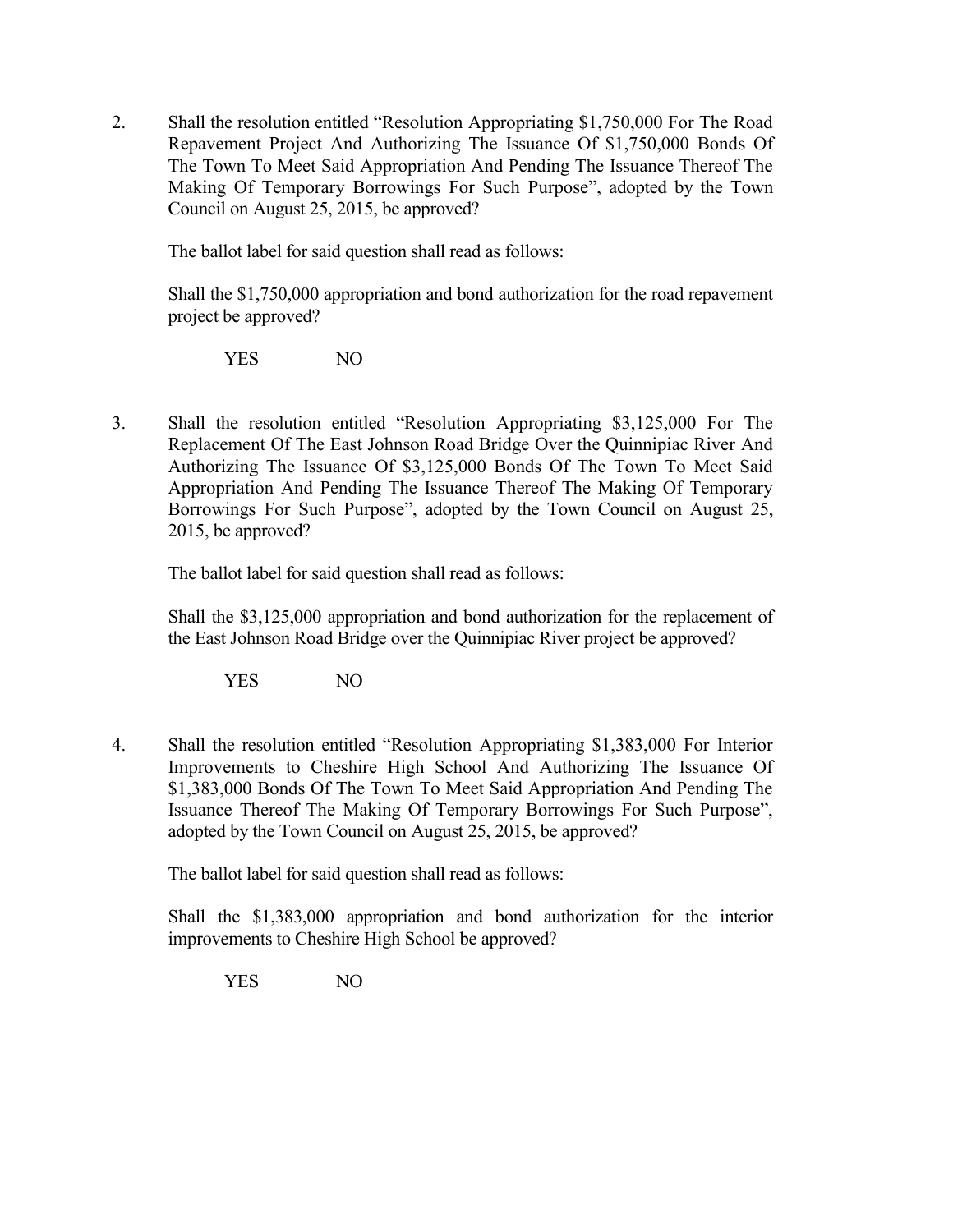2. Shall the resolution entitled "Resolution Appropriating $1,750,000 For The Road Repavement Project And Authorizing The Issuance Of $1,750,000 Bonds Of The Town To Meet Said Appropriation And Pending The Issuance Thereof The Making Of Temporary Borrowings For Such Purpose", adopted by the Town Council on August 25, 2015, be approved?

   The ballot label for said question shall read as follows:

   Shall the $1,750,000 appropriation and bond authorization for the road repavement project be approved?

   YES NO

3. Shall the resolution entitled "Resolution Appropriating $3,125,000 For The Replacement Of The East Johnson Road Bridge Over the Quinnipiac River And Authorizing The Issuance Of $3,125,000 Bonds Of The Town To Meet Said Appropriation And Pending The Issuance Thereof The Making Of Temporary Borrowings For Such Purpose", adopted by the Town Council on August 25, 2015, be approved?

   The ballot label for said question shall read as follows:

   Shall the $3,125,000 appropriation and bond authorization for the replacement of the East Johnson Road Bridge over the Quinnipiac River project be approved?

   YES NO

4. Shall the resolution entitled "Resolution Appropriating $1,383,000 For Interior Improvements to Cheshire High School And Authorizing The Issuance Of $1,383,000 Bonds Of The Town To Meet Said Appropriation And Pending The Issuance Thereof The Making Of Temporary Borrowings For Such Purpose", adopted by the Town Council on August 25, 2015, be approved?

   The ballot label for said question shall read as follows:

   Shall the $1,383,000 appropriation and bond authorization for the interior improvements to Cheshire High School be approved?

   YES NO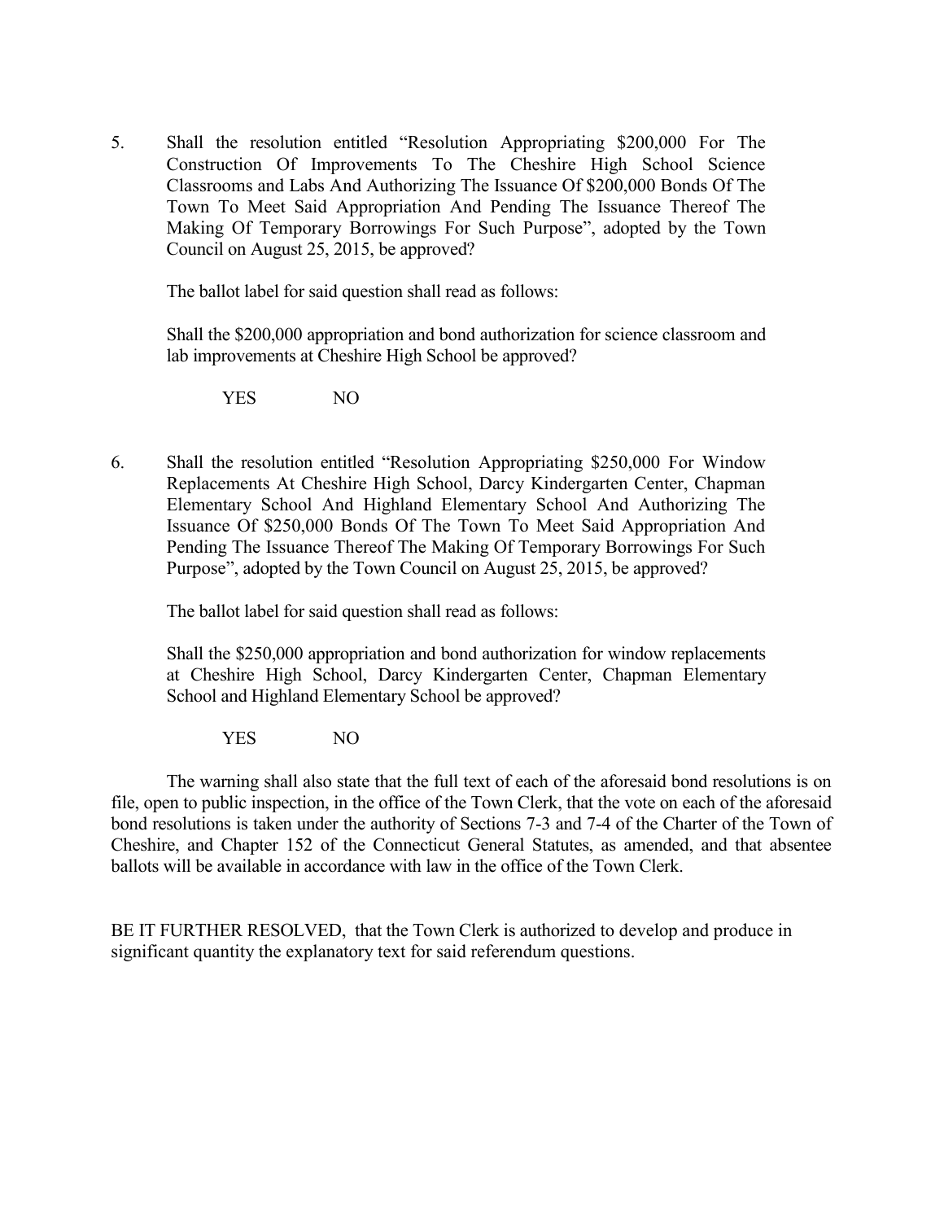5. Shall the resolution entitled "Resolution Appropriating $200,000 For The Construction Of Improvements To The Cheshire High School Science Classrooms and Labs And Authorizing The Issuance Of $200,000 Bonds Of The Town To Meet Said Appropriation And Pending The Issuance Thereof The Making Of Temporary Borrowings For Such Purpose", adopted by the Town Council on August 25, 2015, be approved?

   The ballot label for said question shall read as follows:

   Shall the $200,000 appropriation and bond authorization for science classroom and lab improvements at Cheshire High School be approved?

   YES NO

6. Shall the resolution entitled "Resolution Appropriating $250,000 For Window Replacements At Cheshire High School, Darcy Kindergarten Center, Chapman Elementary School And Highland Elementary School And Authorizing The Issuance Of $250,000 Bonds Of The Town To Meet Said Appropriation And Pending The Issuance Thereof The Making Of Temporary Borrowings For Such Purpose", adopted by the Town Council on August 25, 2015, be approved?

   The ballot label for said question shall read as follows:

   Shall the $250,000 appropriation and bond authorization for window replacements at Cheshire High School, Darcy Kindergarten Center, Chapman Elementary School and Highland Elementary School be approved?

   YES NO

The warning shall also state that the full text of each of the aforesaid bond resolutions is on file, open to public inspection, in the office of the Town Clerk, that the vote on each of the aforesaid bond resolutions is taken under the authority of Sections 7-3 and 7-4 of the Charter of the Town of Cheshire, and Chapter 152 of the Connecticut General Statutes, as amended, and that absentee ballots will be available in accordance with law in the office of the Town Clerk.

BE IT FURTHER RESOLVED, that the Town Clerk is authorized to develop and produce in significant quantity the explanatory text for said referendum questions.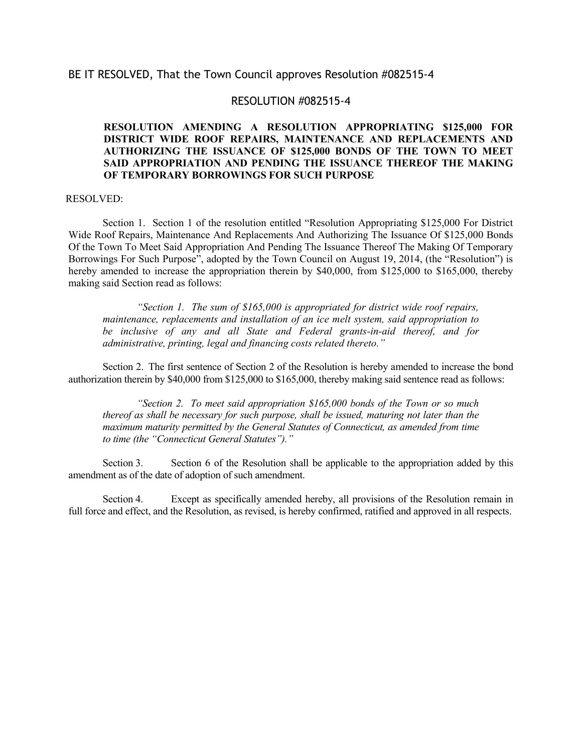BE IT RESOLVED, That the Town Council approves Resolution #082515-4

## RESOLUTION #082515-4

**RESOLUTION AMENDING A RESOLUTION APPROPRIATING $125,000 FOR DISTRICT WIDE ROOF REPAIRS, MAINTENANCE AND REPLACEMENTS AND AUTHORIZING THE ISSUANCE OF $125,000 BONDS OF THE TOWN TO MEET SAID APPROPRIATION AND PENDING THE ISSUANCE THEREOF THE MAKING OF TEMPORARY BORROWINGS FOR SUCH PURPOSE**

RESOLVED:

Section 1. Section 1 of the resolution entitled "Resolution Appropriating $125,000 For District Wide Roof Repairs, Maintenance And Replacements And Authorizing The Issuance Of $125,000 Bonds Of the Town To Meet Said Appropriation And Pending The Issuance Thereof The Making Of Temporary Borrowings For Such Purpose", adopted by the Town Council on August 19, 2014, (the "Resolution") is hereby amended to increase the appropriation therein by $40,000, from $125,000 to $165,000, thereby making said Section read as follows:

> *"Section 1. The sum of $165,000 is appropriated for district wide roof repairs, maintenance, replacements and installation of an ice melt system, said appropriation to be inclusive of any and all State and Federal grants-in-aid thereof, and for administrative, printing, legal and financing costs related thereto."*

Section 2. The first sentence of Section 2 of the Resolution is hereby amended to increase the bond authorization therein by $40,000 from $125,000 to $165,000, thereby making said sentence read as follows:

> *"Section 2. To meet said appropriation $165,000 bonds of the Town or so much thereof as shall be necessary for such purpose, shall be issued, maturing not later than the maximum maturity permitted by the General Statutes of Connecticut, as amended from time to time (the "Connecticut General Statutes")."*

Section 3. Section 6 of the Resolution shall be applicable to the appropriation added by this amendment as of the date of adoption of such amendment.

Section 4. Except as specifically amended hereby, all provisions of the Resolution remain in full force and effect, and the Resolution, as revised, is hereby confirmed, ratified and approved in all respects.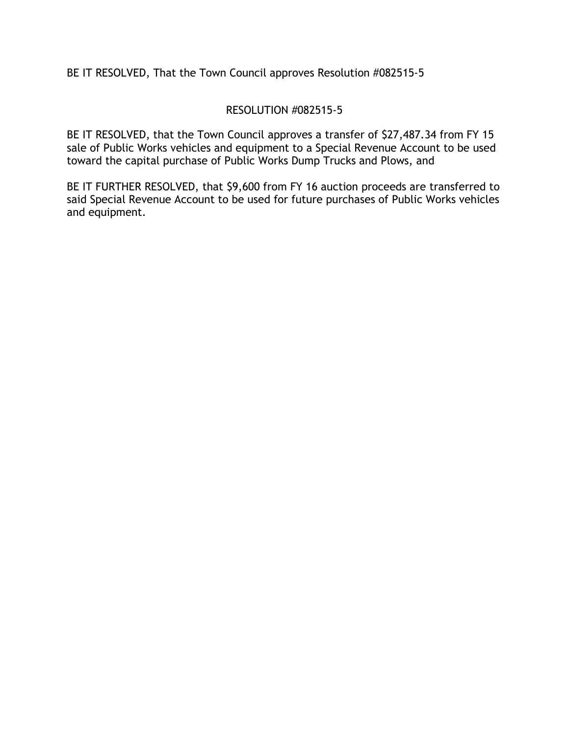BE IT RESOLVED, That the Town Council approves Resolution #082515-5

RESOLUTION #082515-5

BE IT RESOLVED, that the Town Council approves a transfer of $27,487.34 from FY 15 sale of Public Works vehicles and equipment to a Special Revenue Account to be used toward the capital purchase of Public Works Dump Trucks and Plows, and

BE IT FURTHER RESOLVED, that $9,600 from FY 16 auction proceeds are transferred to said Special Revenue Account to be used for future purchases of Public Works vehicles and equipment.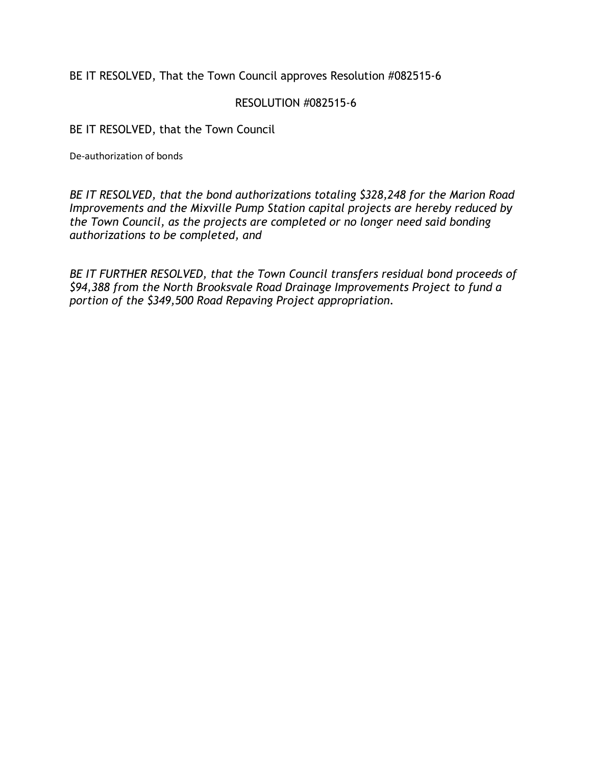BE IT RESOLVED, That the Town Council approves Resolution #082515-6

RESOLUTION #082515-6

BE IT RESOLVED, that the Town Council

De-authorization of bonds

*BE IT RESOLVED, that the bond authorizations totaling $328,248 for the Marion Road Improvements and the Mixville Pump Station capital projects are hereby reduced by the Town Council, as the projects are completed or no longer need said bonding authorizations to be completed, and*

*BE IT FURTHER RESOLVED, that the Town Council transfers residual bond proceeds of $94,388 from the North Brooksvale Road Drainage Improvements Project to fund a portion of the $349,500 Road Repaving Project appropriation.*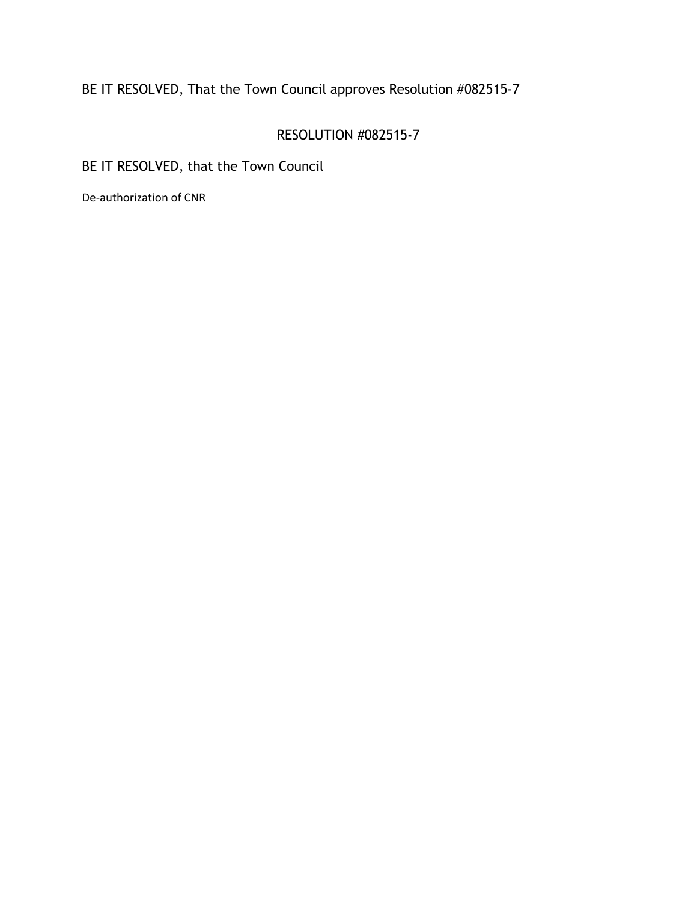BE IT RESOLVED, That the Town Council approves Resolution #082515-7

RESOLUTION #082515-7

BE IT RESOLVED, that the Town Council

De-authorization of CNR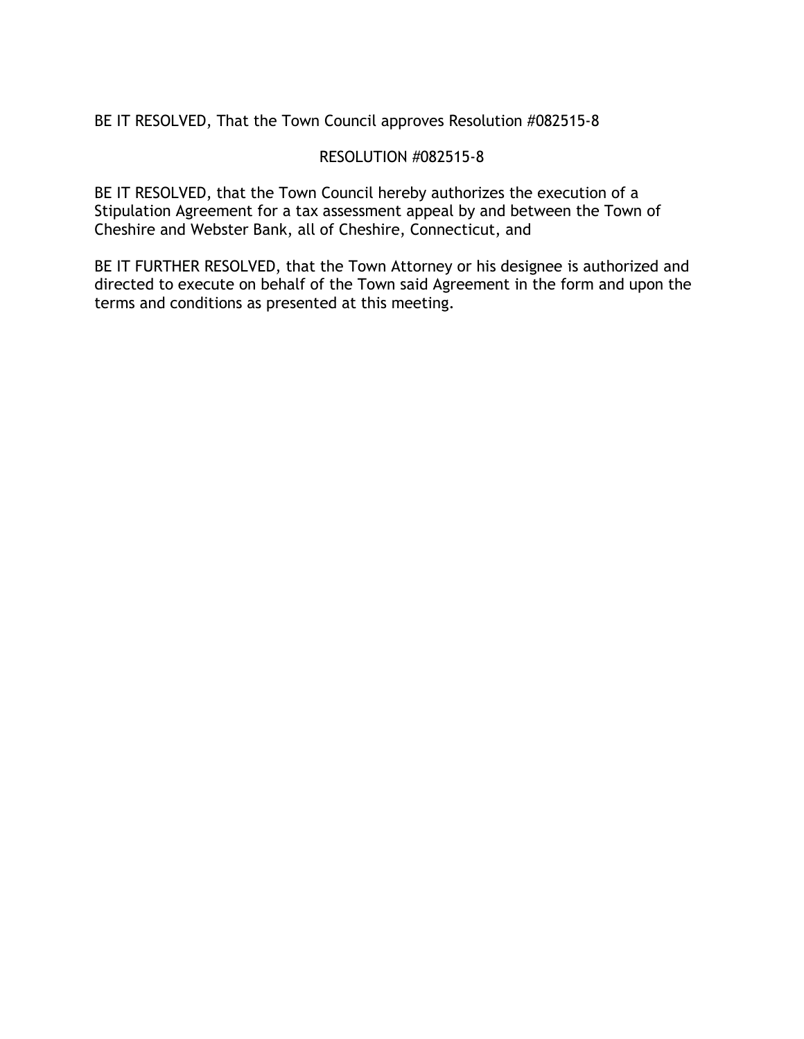BE IT RESOLVED, That the Town Council approves Resolution #082515-8

RESOLUTION #082515-8

BE IT RESOLVED, that the Town Council hereby authorizes the execution of a Stipulation Agreement for a tax assessment appeal by and between the Town of Cheshire and Webster Bank, all of Cheshire, Connecticut, and

BE IT FURTHER RESOLVED, that the Town Attorney or his designee is authorized and directed to execute on behalf of the Town said Agreement in the form and upon the terms and conditions as presented at this meeting.